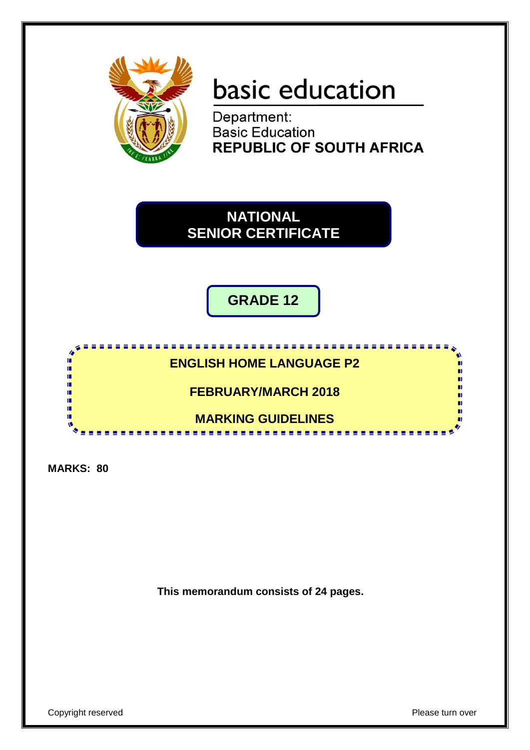basic education

Department:
Basic Education
**REPUBLIC OF SOUTH AFRICA**

# NATIONAL SENIOR CERTIFICATE

## GRADE 12

**ENGLISH HOME LANGUAGE P2**

**FEBRUARY/MARCH 2018**

**MARKING GUIDELINES**

**MARKS: 80**

**This memorandum consists of 24 pages.**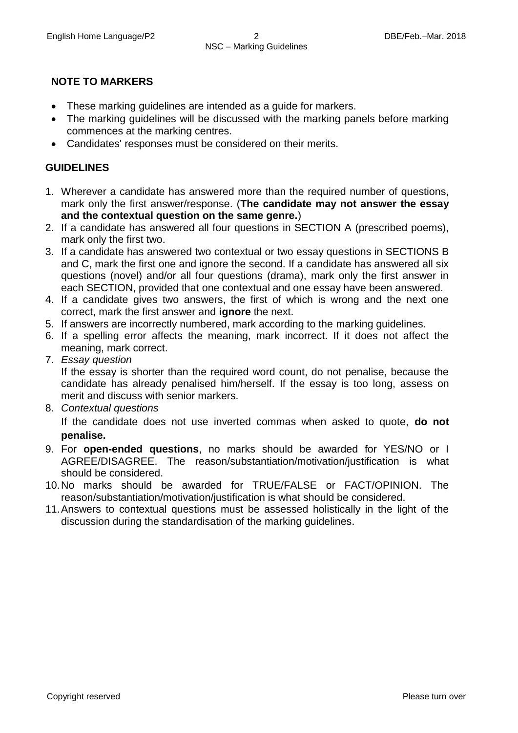## NOTE TO MARKERS

- These marking guidelines are intended as a guide for markers.
- The marking guidelines will be discussed with the marking panels before marking commences at the marking centres.
- Candidates' responses must be considered on their merits.

## GUIDELINES

1. Wherever a candidate has answered more than the required number of questions, mark only the first answer/response. (**The candidate may not answer the essay and the contextual question on the same genre.**)
2. If a candidate has answered all four questions in SECTION A (prescribed poems), mark only the first two.
3. If a candidate has answered two contextual or two essay questions in SECTIONS B and C, mark the first one and ignore the second. If a candidate has answered all six questions (novel) and/or all four questions (drama), mark only the first answer in each SECTION, provided that one contextual and one essay have been answered.
4. If a candidate gives two answers, the first of which is wrong and the next one correct, mark the first answer and **ignore** the next.
5. If answers are incorrectly numbered, mark according to the marking guidelines.
6. If a spelling error affects the meaning, mark incorrect. If it does not affect the meaning, mark correct.
7. *Essay question*
   If the essay is shorter than the required word count, do not penalise, because the candidate has already penalised him/herself. If the essay is too long, assess on merit and discuss with senior markers.
8. *Contextual questions*
   If the candidate does not use inverted commas when asked to quote, **do not penalise.**
9. For **open-ended questions**, no marks should be awarded for YES/NO or I AGREE/DISAGREE. The reason/substantiation/motivation/justification is what should be considered.
10. No marks should be awarded for TRUE/FALSE or FACT/OPINION. The reason/substantiation/motivation/justification is what should be considered.
11. Answers to contextual questions must be assessed holistically in the light of the discussion during the standardisation of the marking guidelines.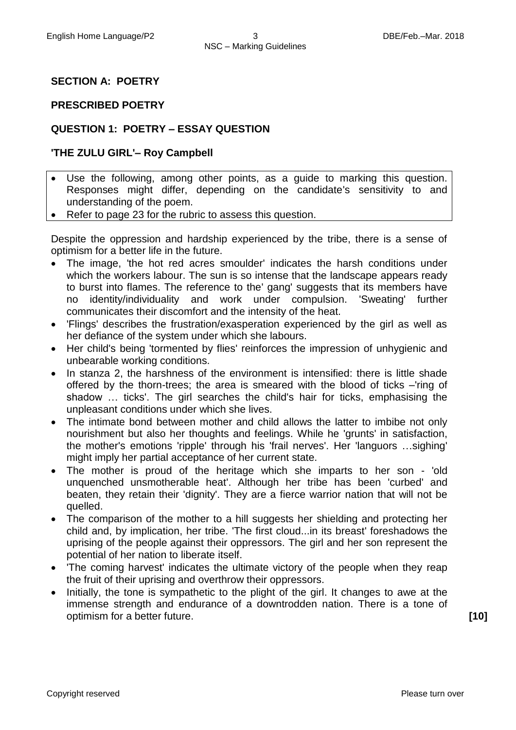## SECTION A: POETRY

### PRESCRIBED POETRY

### QUESTION 1: POETRY – ESSAY QUESTION

### 'THE ZULU GIRL'– Roy Campbell

- Use the following, among other points, as a guide to marking this question. Responses might differ, depending on the candidate's sensitivity to and understanding of the poem.
- Refer to page 23 for the rubric to assess this question.

Despite the oppression and hardship experienced by the tribe, there is a sense of optimism for a better life in the future.

- The image, 'the hot red acres smoulder' indicates the harsh conditions under which the workers labour. The sun is so intense that the landscape appears ready to burst into flames. The reference to the' gang' suggests that its members have no identity/individuality and work under compulsion. 'Sweating' further communicates their discomfort and the intensity of the heat.
- 'Flings' describes the frustration/exasperation experienced by the girl as well as her defiance of the system under which she labours.
- Her child's being 'tormented by flies' reinforces the impression of unhygienic and unbearable working conditions.
- In stanza 2, the harshness of the environment is intensified: there is little shade offered by the thorn-trees; the area is smeared with the blood of ticks –'ring of shadow … ticks'. The girl searches the child's hair for ticks, emphasising the unpleasant conditions under which she lives.
- The intimate bond between mother and child allows the latter to imbibe not only nourishment but also her thoughts and feelings. While he 'grunts' in satisfaction, the mother's emotions 'ripple' through his 'frail nerves'. Her 'languors …sighing' might imply her partial acceptance of her current state.
- The mother is proud of the heritage which she imparts to her son - 'old unquenched unsmotherable heat'. Although her tribe has been 'curbed' and beaten, they retain their 'dignity'. They are a fierce warrior nation that will not be quelled.
- The comparison of the mother to a hill suggests her shielding and protecting her child and, by implication, her tribe. 'The first cloud...in its breast' foreshadows the uprising of the people against their oppressors. The girl and her son represent the potential of her nation to liberate itself.
- 'The coming harvest' indicates the ultimate victory of the people when they reap the fruit of their uprising and overthrow their oppressors.
- Initially, the tone is sympathetic to the plight of the girl. It changes to awe at the immense strength and endurance of a downtrodden nation. There is a tone of optimism for a better future. **[10]**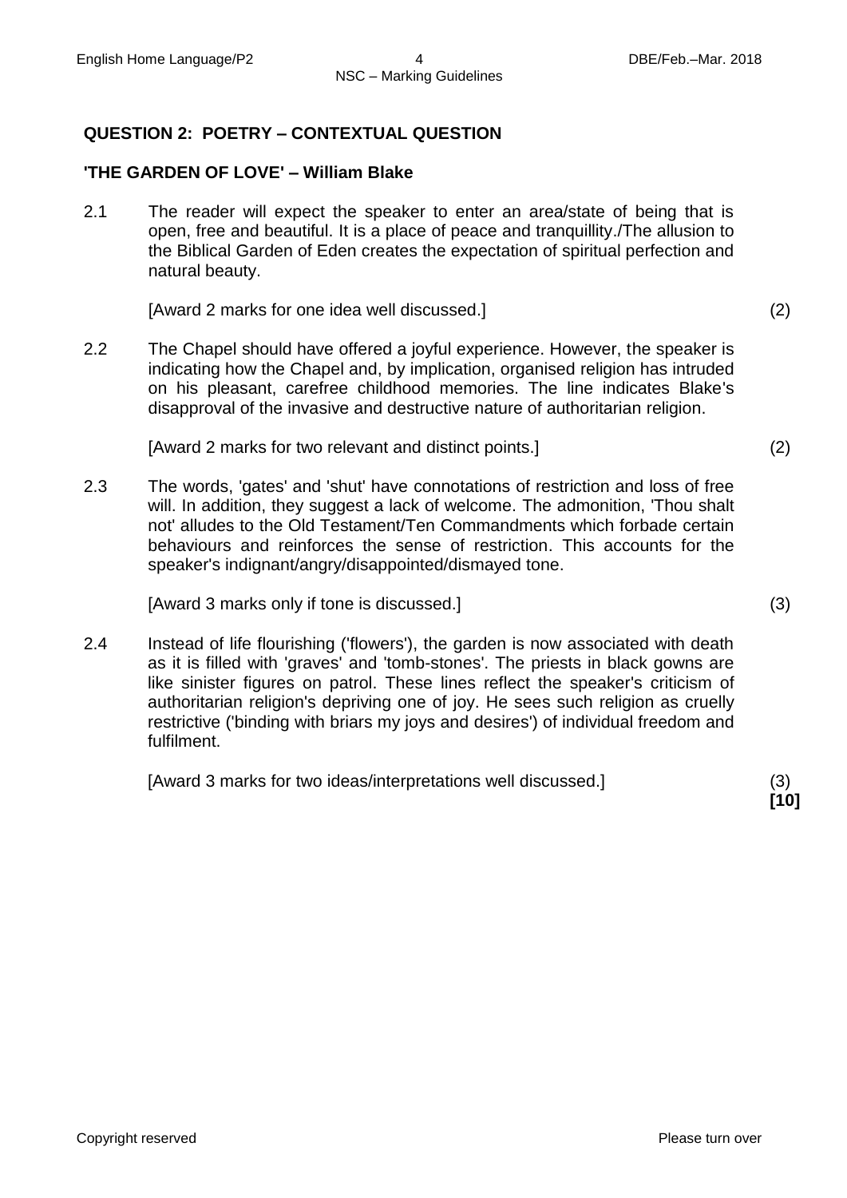## QUESTION 2: POETRY – CONTEXTUAL QUESTION

### 'THE GARDEN OF LOVE' – William Blake

2.1 The reader will expect the speaker to enter an area/state of being that is open, free and beautiful. It is a place of peace and tranquillity./The allusion to the Biblical Garden of Eden creates the expectation of spiritual perfection and natural beauty.

[Award 2 marks for one idea well discussed.] (2)

2.2 The Chapel should have offered a joyful experience. However, the speaker is indicating how the Chapel and, by implication, organised religion has intruded on his pleasant, carefree childhood memories. The line indicates Blake's disapproval of the invasive and destructive nature of authoritarian religion.

[Award 2 marks for two relevant and distinct points.] (2)

2.3 The words, 'gates' and 'shut' have connotations of restriction and loss of free will. In addition, they suggest a lack of welcome. The admonition, 'Thou shalt not' alludes to the Old Testament/Ten Commandments which forbade certain behaviours and reinforces the sense of restriction. This accounts for the speaker's indignant/angry/disappointed/dismayed tone.

[Award 3 marks only if tone is discussed.] (3)

2.4 Instead of life flourishing ('flowers'), the garden is now associated with death as it is filled with 'graves' and 'tomb-stones'. The priests in black gowns are like sinister figures on patrol. These lines reflect the speaker's criticism of authoritarian religion's depriving one of joy. He sees such religion as cruelly restrictive ('binding with briars my joys and desires') of individual freedom and fulfilment.

[Award 3 marks for two ideas/interpretations well discussed.] (3)

**[10]**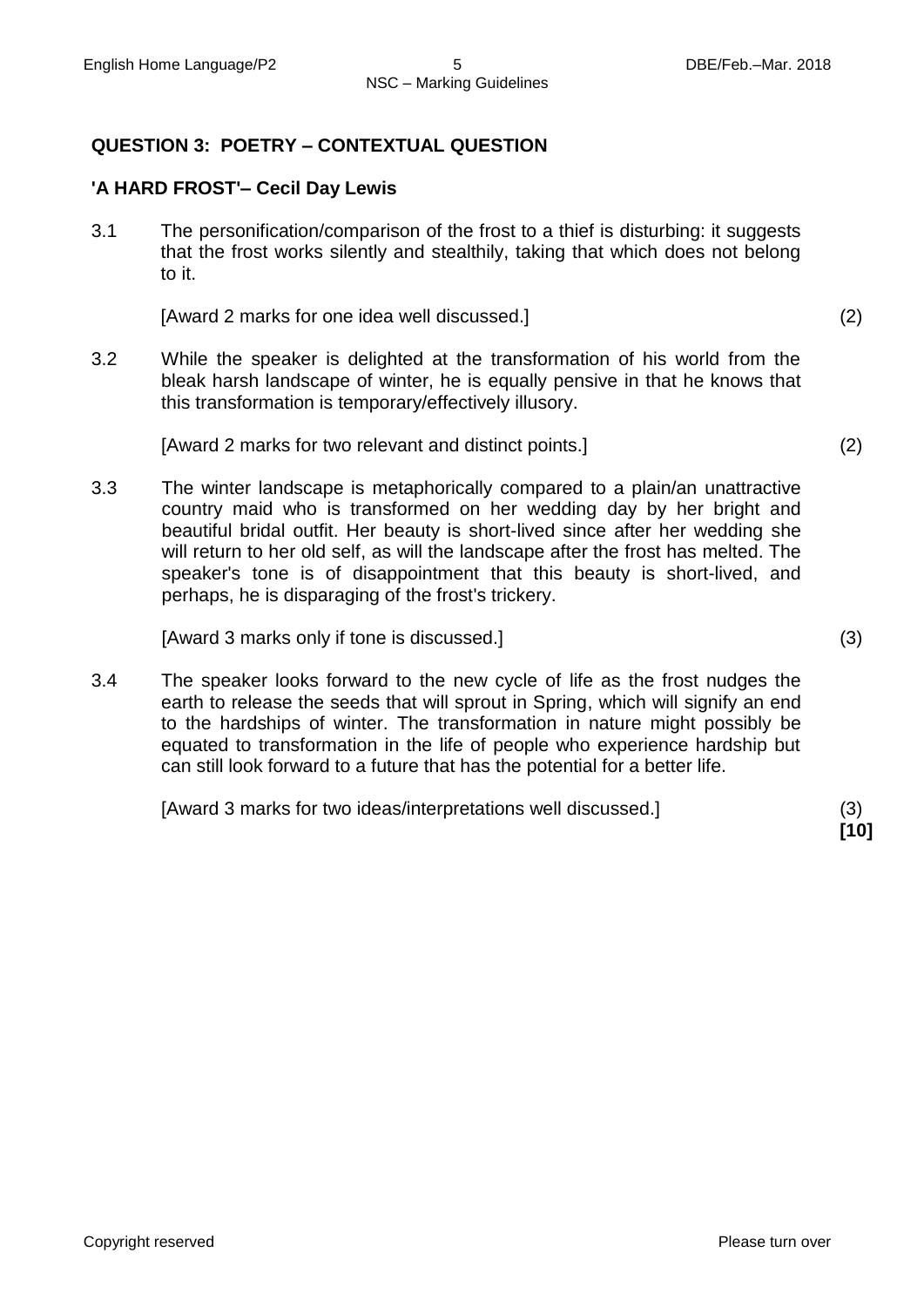## QUESTION 3: POETRY – CONTEXTUAL QUESTION

### 'A HARD FROST'– Cecil Day Lewis

3.1 The personification/comparison of the frost to a thief is disturbing: it suggests that the frost works silently and stealthily, taking that which does not belong to it.

[Award 2 marks for one idea well discussed.] (2)

3.2 While the speaker is delighted at the transformation of his world from the bleak harsh landscape of winter, he is equally pensive in that he knows that this transformation is temporary/effectively illusory.

[Award 2 marks for two relevant and distinct points.] (2)

3.3 The winter landscape is metaphorically compared to a plain/an unattractive country maid who is transformed on her wedding day by her bright and beautiful bridal outfit. Her beauty is short-lived since after her wedding she will return to her old self, as will the landscape after the frost has melted. The speaker's tone is of disappointment that this beauty is short-lived, and perhaps, he is disparaging of the frost's trickery.

[Award 3 marks only if tone is discussed.] (3)

3.4 The speaker looks forward to the new cycle of life as the frost nudges the earth to release the seeds that will sprout in Spring, which will signify an end to the hardships of winter. The transformation in nature might possibly be equated to transformation in the life of people who experience hardship but can still look forward to a future that has the potential for a better life.

[Award 3 marks for two ideas/interpretations well discussed.] (3)
**[10]**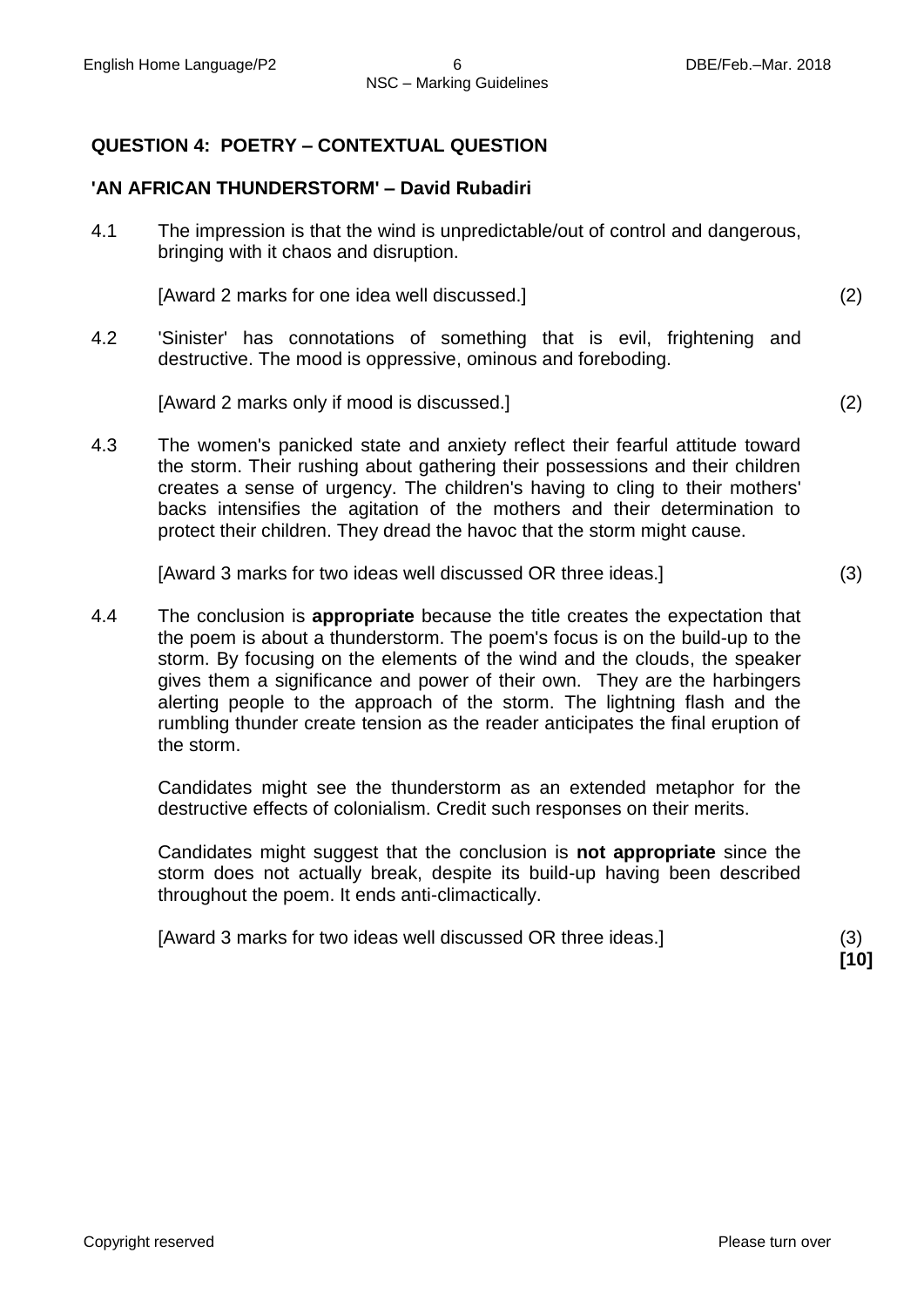## QUESTION 4: POETRY – CONTEXTUAL QUESTION

### 'AN AFRICAN THUNDERSTORM' – David Rubadiri

4.1 The impression is that the wind is unpredictable/out of control and dangerous, bringing with it chaos and disruption.

[Award 2 marks for one idea well discussed.] (2)

4.2 'Sinister' has connotations of something that is evil, frightening and destructive. The mood is oppressive, ominous and foreboding.

[Award 2 marks only if mood is discussed.] (2)

4.3 The women's panicked state and anxiety reflect their fearful attitude toward the storm. Their rushing about gathering their possessions and their children creates a sense of urgency. The children's having to cling to their mothers' backs intensifies the agitation of the mothers and their determination to protect their children. They dread the havoc that the storm might cause.

[Award 3 marks for two ideas well discussed OR three ideas.] (3)

4.4 The conclusion is **appropriate** because the title creates the expectation that the poem is about a thunderstorm. The poem's focus is on the build-up to the storm. By focusing on the elements of the wind and the clouds, the speaker gives them a significance and power of their own. They are the harbingers alerting people to the approach of the storm. The lightning flash and the rumbling thunder create tension as the reader anticipates the final eruption of the storm.

Candidates might see the thunderstorm as an extended metaphor for the destructive effects of colonialism. Credit such responses on their merits.

Candidates might suggest that the conclusion is **not appropriate** since the storm does not actually break, despite its build-up having been described throughout the poem. It ends anti-climactically.

[Award 3 marks for two ideas well discussed OR three ideas.] (3)

**[10]**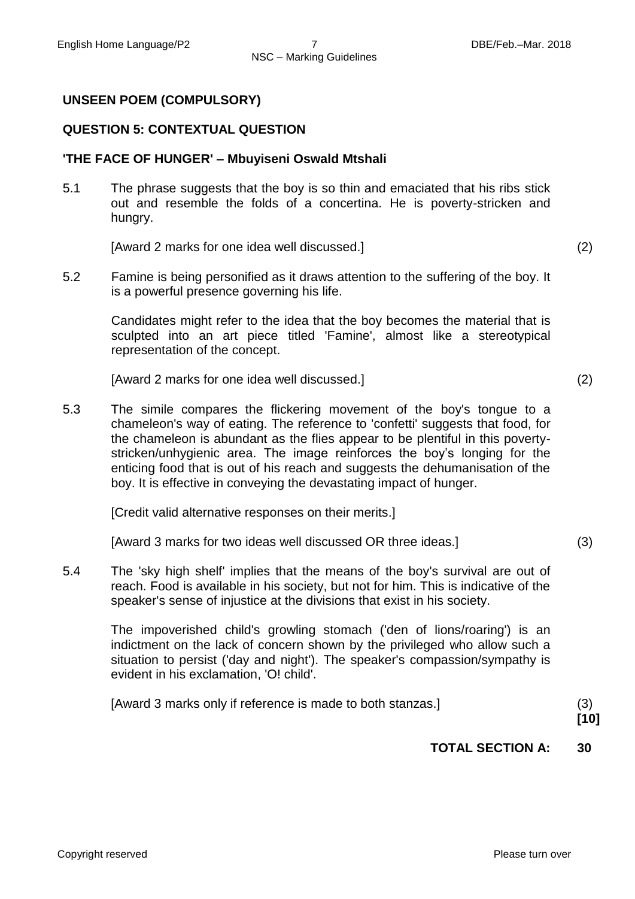## UNSEEN POEM (COMPULSORY)

## QUESTION 5: CONTEXTUAL QUESTION

### 'THE FACE OF HUNGER' – Mbuyiseni Oswald Mtshali

5.1 The phrase suggests that the boy is so thin and emaciated that his ribs stick out and resemble the folds of a concertina. He is poverty-stricken and hungry.

[Award 2 marks for one idea well discussed.] (2)

5.2 Famine is being personified as it draws attention to the suffering of the boy. It is a powerful presence governing his life.

Candidates might refer to the idea that the boy becomes the material that is sculpted into an art piece titled 'Famine', almost like a stereotypical representation of the concept.

[Award 2 marks for one idea well discussed.] (2)

5.3 The simile compares the flickering movement of the boy's tongue to a chameleon's way of eating. The reference to 'confetti' suggests that food, for the chameleon is abundant as the flies appear to be plentiful in this poverty-stricken/unhygienic area. The image reinforces the boy's longing for the enticing food that is out of his reach and suggests the dehumanisation of the boy. It is effective in conveying the devastating impact of hunger.

[Credit valid alternative responses on their merits.]

[Award 3 marks for two ideas well discussed OR three ideas.] (3)

5.4 The 'sky high shelf' implies that the means of the boy's survival are out of reach. Food is available in his society, but not for him. This is indicative of the speaker's sense of injustice at the divisions that exist in his society.

The impoverished child's growling stomach ('den of lions/roaring') is an indictment on the lack of concern shown by the privileged who allow such a situation to persist ('day and night'). The speaker's compassion/sympathy is evident in his exclamation, 'O! child'.

[Award 3 marks only if reference is made to both stanzas.] (3)

**[10]**

**TOTAL SECTION A: 30**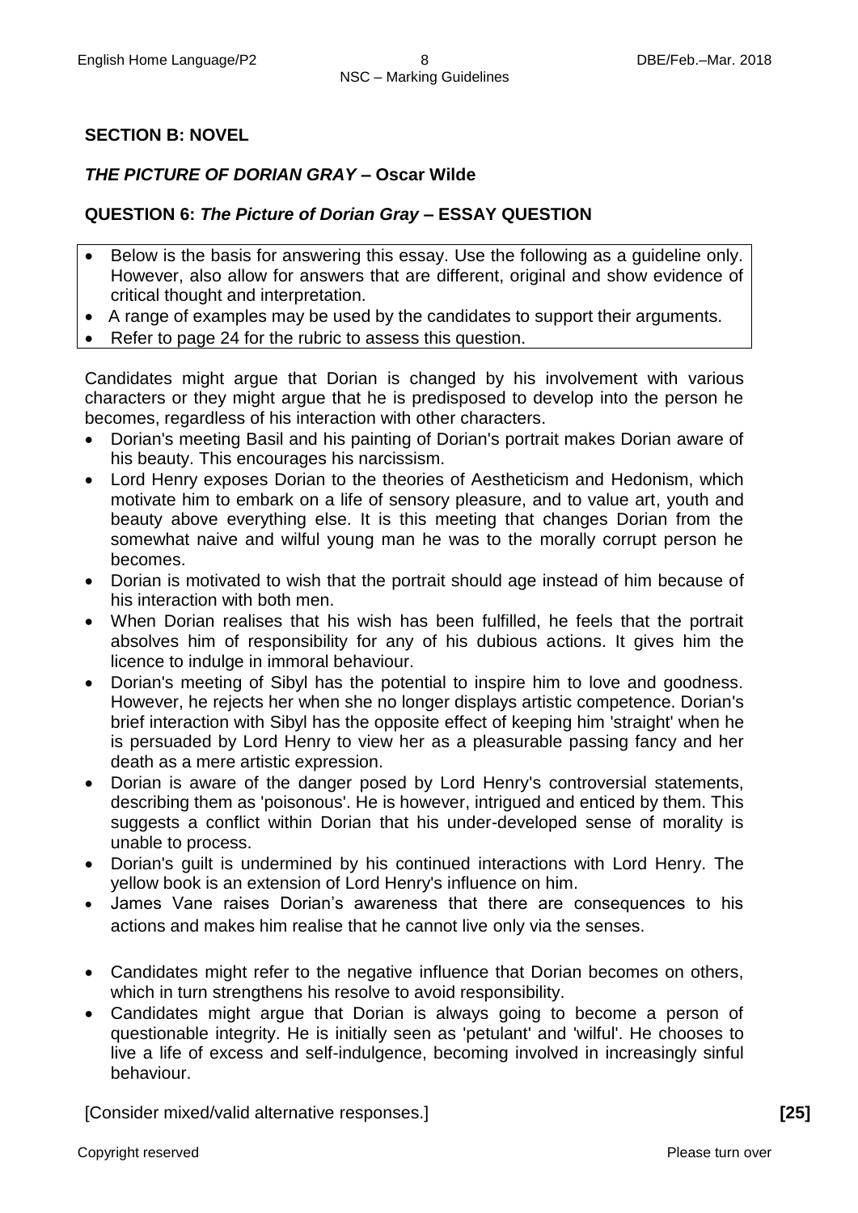## SECTION B: NOVEL

### *THE PICTURE OF DORIAN GRAY* – Oscar Wilde

### QUESTION 6: *The Picture of Dorian Gray* – ESSAY QUESTION

- Below is the basis for answering this essay. Use the following as a guideline only. However, also allow for answers that are different, original and show evidence of critical thought and interpretation.
- A range of examples may be used by the candidates to support their arguments.
- Refer to page 24 for the rubric to assess this question.

Candidates might argue that Dorian is changed by his involvement with various characters or they might argue that he is predisposed to develop into the person he becomes, regardless of his interaction with other characters.

- Dorian's meeting Basil and his painting of Dorian's portrait makes Dorian aware of his beauty. This encourages his narcissism.
- Lord Henry exposes Dorian to the theories of Aestheticism and Hedonism, which motivate him to embark on a life of sensory pleasure, and to value art, youth and beauty above everything else. It is this meeting that changes Dorian from the somewhat naive and wilful young man he was to the morally corrupt person he becomes.
- Dorian is motivated to wish that the portrait should age instead of him because of his interaction with both men.
- When Dorian realises that his wish has been fulfilled, he feels that the portrait absolves him of responsibility for any of his dubious actions. It gives him the licence to indulge in immoral behaviour.
- Dorian's meeting of Sibyl has the potential to inspire him to love and goodness. However, he rejects her when she no longer displays artistic competence. Dorian's brief interaction with Sibyl has the opposite effect of keeping him 'straight' when he is persuaded by Lord Henry to view her as a pleasurable passing fancy and her death as a mere artistic expression.
- Dorian is aware of the danger posed by Lord Henry's controversial statements, describing them as 'poisonous'. He is however, intrigued and enticed by them. This suggests a conflict within Dorian that his under-developed sense of morality is unable to process.
- Dorian's guilt is undermined by his continued interactions with Lord Henry. The yellow book is an extension of Lord Henry's influence on him.
- James Vane raises Dorian's awareness that there are consequences to his actions and makes him realise that he cannot live only via the senses.

- Candidates might refer to the negative influence that Dorian becomes on others, which in turn strengthens his resolve to avoid responsibility.
- Candidates might argue that Dorian is always going to become a person of questionable integrity. He is initially seen as 'petulant' and 'wilful'. He chooses to live a life of excess and self-indulgence, becoming involved in increasingly sinful behaviour.

[Consider mixed/valid alternative responses.] **[25]**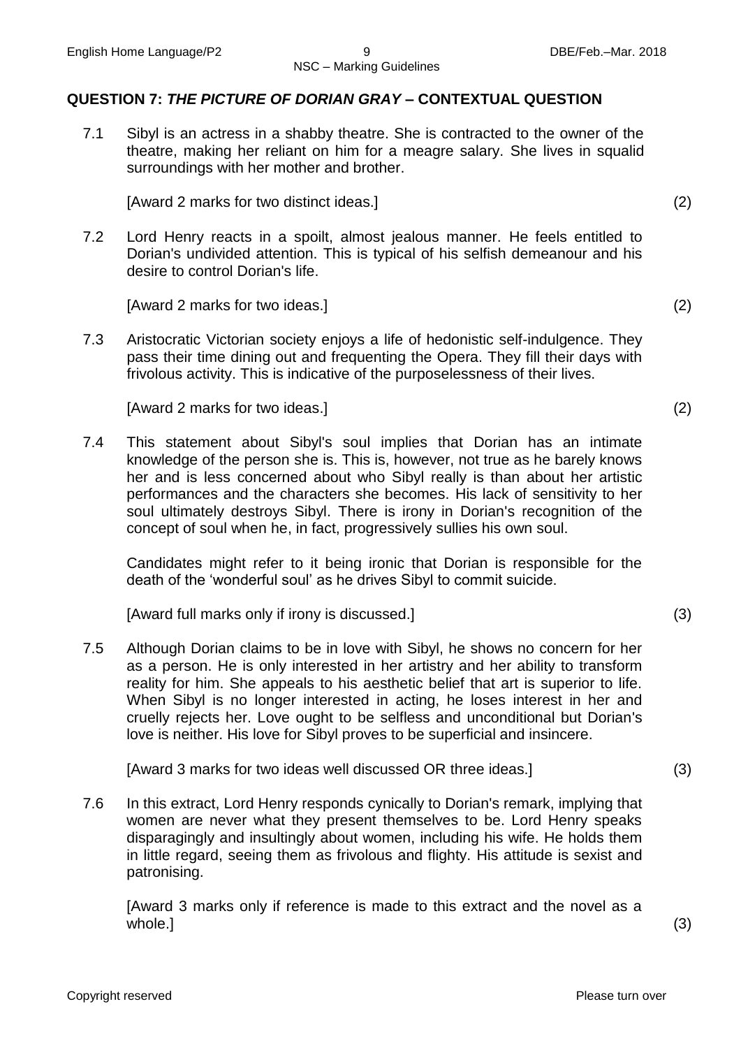## QUESTION 7: *THE PICTURE OF DORIAN GRAY* – CONTEXTUAL QUESTION

7.1 Sibyl is an actress in a shabby theatre. She is contracted to the owner of the theatre, making her reliant on him for a meagre salary. She lives in squalid surroundings with her mother and brother.

[Award 2 marks for two distinct ideas.] (2)

7.2 Lord Henry reacts in a spoilt, almost jealous manner. He feels entitled to Dorian's undivided attention. This is typical of his selfish demeanour and his desire to control Dorian's life.

[Award 2 marks for two ideas.] (2)

7.3 Aristocratic Victorian society enjoys a life of hedonistic self-indulgence. They pass their time dining out and frequenting the Opera. They fill their days with frivolous activity. This is indicative of the purposelessness of their lives.

[Award 2 marks for two ideas.] (2)

7.4 This statement about Sibyl's soul implies that Dorian has an intimate knowledge of the person she is. This is, however, not true as he barely knows her and is less concerned about who Sibyl really is than about her artistic performances and the characters she becomes. His lack of sensitivity to her soul ultimately destroys Sibyl. There is irony in Dorian's recognition of the concept of soul when he, in fact, progressively sullies his own soul.

Candidates might refer to it being ironic that Dorian is responsible for the death of the 'wonderful soul' as he drives Sibyl to commit suicide.

[Award full marks only if irony is discussed.] (3)

7.5 Although Dorian claims to be in love with Sibyl, he shows no concern for her as a person. He is only interested in her artistry and her ability to transform reality for him. She appeals to his aesthetic belief that art is superior to life. When Sibyl is no longer interested in acting, he loses interest in her and cruelly rejects her. Love ought to be selfless and unconditional but Dorian's love is neither. His love for Sibyl proves to be superficial and insincere.

[Award 3 marks for two ideas well discussed OR three ideas.] (3)

7.6 In this extract, Lord Henry responds cynically to Dorian's remark, implying that women are never what they present themselves to be. Lord Henry speaks disparagingly and insultingly about women, including his wife. He holds them in little regard, seeing them as frivolous and flighty. His attitude is sexist and patronising.

[Award 3 marks only if reference is made to this extract and the novel as a whole.] (3)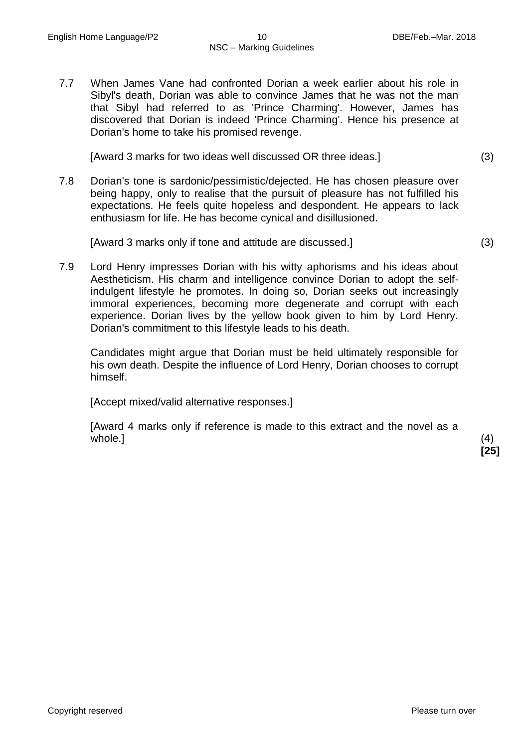7.7 When James Vane had confronted Dorian a week earlier about his role in Sibyl's death, Dorian was able to convince James that he was not the man that Sibyl had referred to as 'Prince Charming'. However, James has discovered that Dorian is indeed 'Prince Charming'. Hence his presence at Dorian's home to take his promised revenge.

[Award 3 marks for two ideas well discussed OR three ideas.] (3)

7.8 Dorian's tone is sardonic/pessimistic/dejected. He has chosen pleasure over being happy, only to realise that the pursuit of pleasure has not fulfilled his expectations. He feels quite hopeless and despondent. He appears to lack enthusiasm for life. He has become cynical and disillusioned.

[Award 3 marks only if tone and attitude are discussed.] (3)

7.9 Lord Henry impresses Dorian with his witty aphorisms and his ideas about Aestheticism. His charm and intelligence convince Dorian to adopt the self-indulgent lifestyle he promotes. In doing so, Dorian seeks out increasingly immoral experiences, becoming more degenerate and corrupt with each experience. Dorian lives by the yellow book given to him by Lord Henry. Dorian's commitment to this lifestyle leads to his death.

Candidates might argue that Dorian must be held ultimately responsible for his own death. Despite the influence of Lord Henry, Dorian chooses to corrupt himself.

[Accept mixed/valid alternative responses.]

[Award 4 marks only if reference is made to this extract and the novel as a whole.] (4)

**[25]**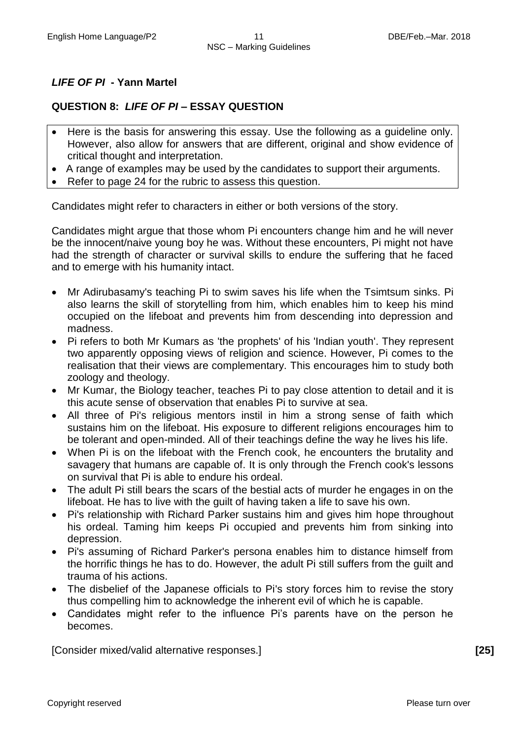## *LIFE OF PI* - Yann Martel

### QUESTION 8: *LIFE OF PI* – ESSAY QUESTION

- Here is the basis for answering this essay. Use the following as a guideline only. However, also allow for answers that are different, original and show evidence of critical thought and interpretation.
- A range of examples may be used by the candidates to support their arguments.
- Refer to page 24 for the rubric to assess this question.

Candidates might refer to characters in either or both versions of the story.

Candidates might argue that those whom Pi encounters change him and he will never be the innocent/naive young boy he was. Without these encounters, Pi might not have had the strength of character or survival skills to endure the suffering that he faced and to emerge with his humanity intact.

- Mr Adirubasamy's teaching Pi to swim saves his life when the Tsimtsum sinks. Pi also learns the skill of storytelling from him, which enables him to keep his mind occupied on the lifeboat and prevents him from descending into depression and madness.
- Pi refers to both Mr Kumars as 'the prophets' of his 'Indian youth'. They represent two apparently opposing views of religion and science. However, Pi comes to the realisation that their views are complementary. This encourages him to study both zoology and theology.
- Mr Kumar, the Biology teacher, teaches Pi to pay close attention to detail and it is this acute sense of observation that enables Pi to survive at sea.
- All three of Pi's religious mentors instil in him a strong sense of faith which sustains him on the lifeboat. His exposure to different religions encourages him to be tolerant and open-minded. All of their teachings define the way he lives his life.
- When Pi is on the lifeboat with the French cook, he encounters the brutality and savagery that humans are capable of. It is only through the French cook's lessons on survival that Pi is able to endure his ordeal.
- The adult Pi still bears the scars of the bestial acts of murder he engages in on the lifeboat. He has to live with the guilt of having taken a life to save his own.
- Pi's relationship with Richard Parker sustains him and gives him hope throughout his ordeal. Taming him keeps Pi occupied and prevents him from sinking into depression.
- Pi's assuming of Richard Parker's persona enables him to distance himself from the horrific things he has to do. However, the adult Pi still suffers from the guilt and trauma of his actions.
- The disbelief of the Japanese officials to Pi's story forces him to revise the story thus compelling him to acknowledge the inherent evil of which he is capable.
- Candidates might refer to the influence Pi's parents have on the person he becomes.

[Consider mixed/valid alternative responses.] **[25]**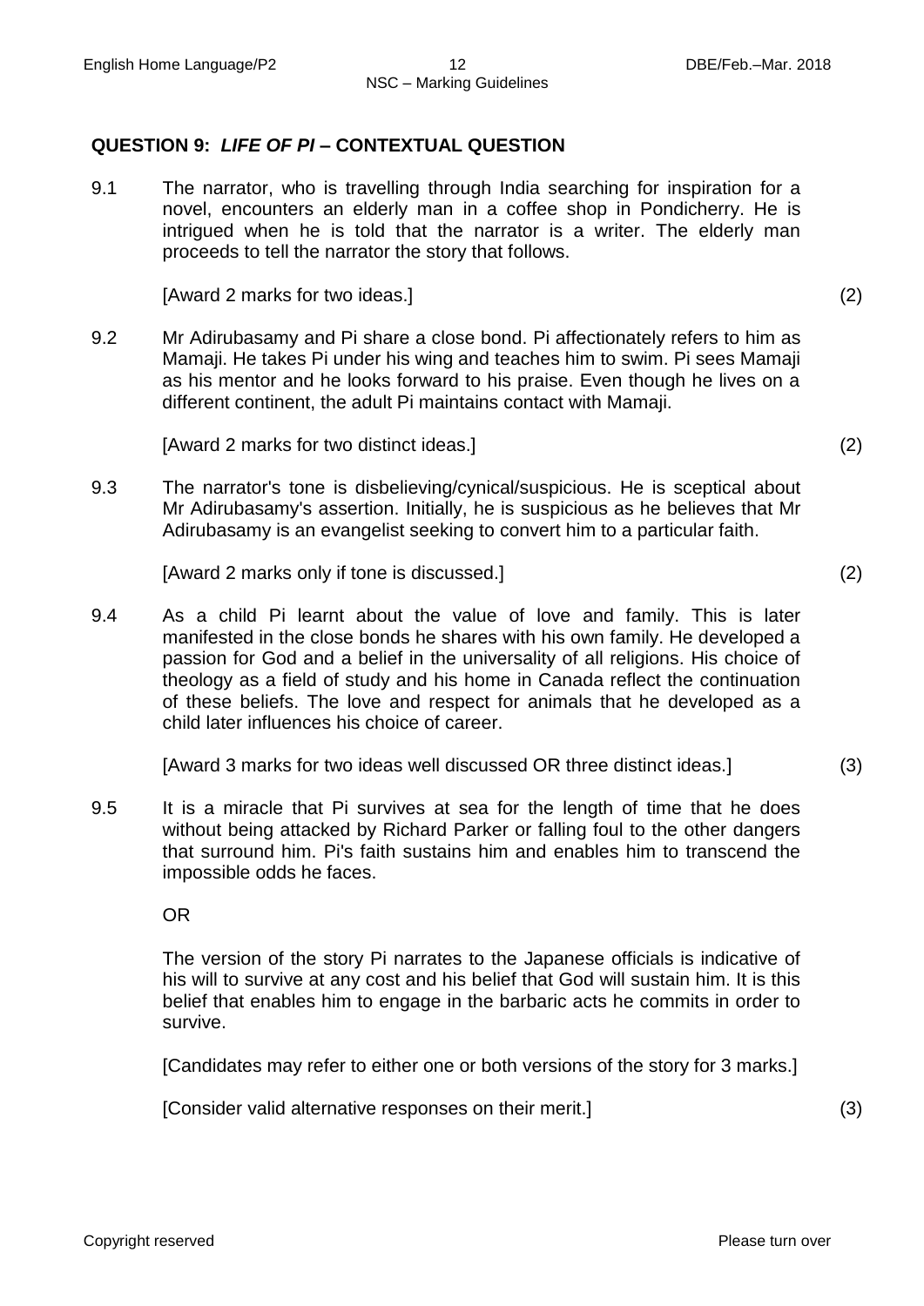## QUESTION 9: *LIFE OF PI* – CONTEXTUAL QUESTION

9.1 The narrator, who is travelling through India searching for inspiration for a novel, encounters an elderly man in a coffee shop in Pondicherry. He is intrigued when he is told that the narrator is a writer. The elderly man proceeds to tell the narrator the story that follows.

[Award 2 marks for two ideas.] (2)

9.2 Mr Adirubasamy and Pi share a close bond. Pi affectionately refers to him as Mamaji. He takes Pi under his wing and teaches him to swim. Pi sees Mamaji as his mentor and he looks forward to his praise. Even though he lives on a different continent, the adult Pi maintains contact with Mamaji.

[Award 2 marks for two distinct ideas.] (2)

9.3 The narrator's tone is disbelieving/cynical/suspicious. He is sceptical about Mr Adirubasamy's assertion. Initially, he is suspicious as he believes that Mr Adirubasamy is an evangelist seeking to convert him to a particular faith.

[Award 2 marks only if tone is discussed.] (2)

9.4 As a child Pi learnt about the value of love and family. This is later manifested in the close bonds he shares with his own family. He developed a passion for God and a belief in the universality of all religions. His choice of theology as a field of study and his home in Canada reflect the continuation of these beliefs. The love and respect for animals that he developed as a child later influences his choice of career.

[Award 3 marks for two ideas well discussed OR three distinct ideas.] (3)

9.5 It is a miracle that Pi survives at sea for the length of time that he does without being attacked by Richard Parker or falling foul to the other dangers that surround him. Pi's faith sustains him and enables him to transcend the impossible odds he faces.

OR

The version of the story Pi narrates to the Japanese officials is indicative of his will to survive at any cost and his belief that God will sustain him. It is this belief that enables him to engage in the barbaric acts he commits in order to survive.

[Candidates may refer to either one or both versions of the story for 3 marks.]

[Consider valid alternative responses on their merit.] (3)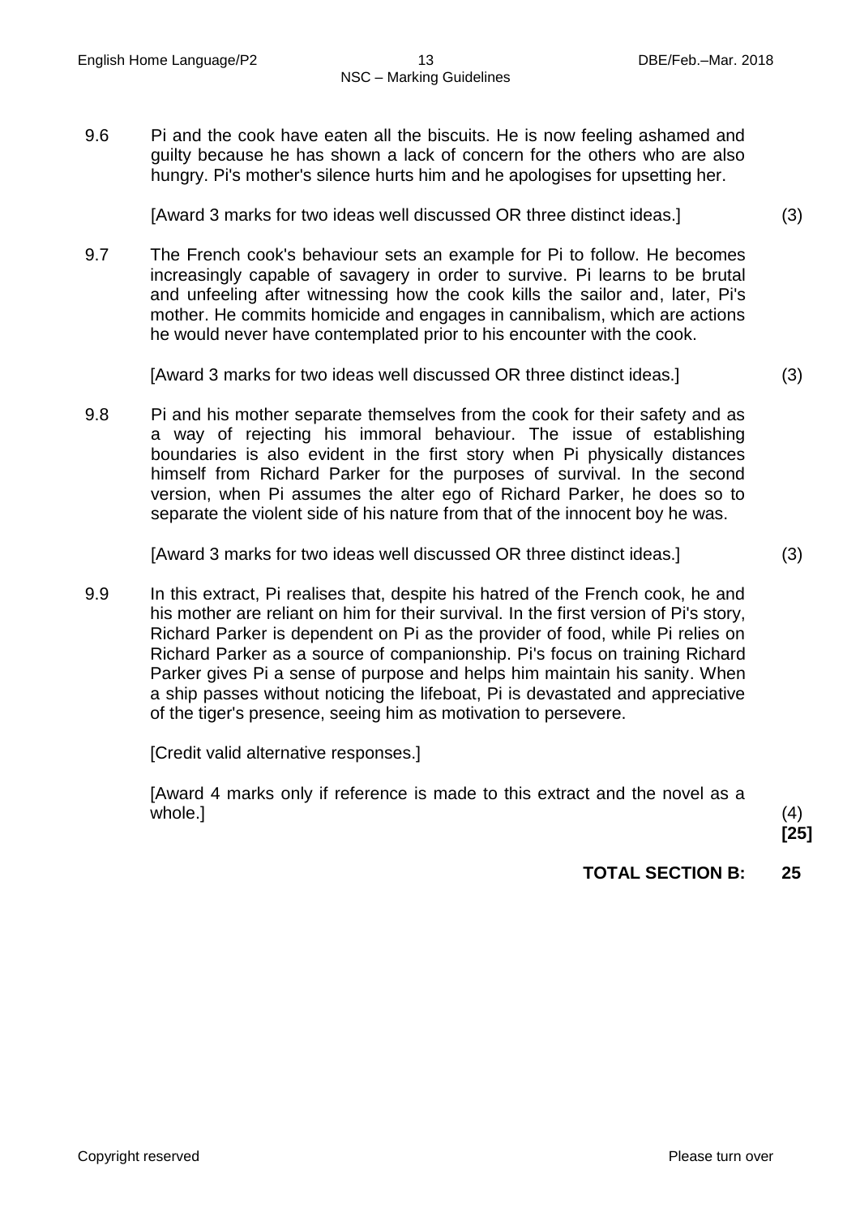9.6 Pi and the cook have eaten all the biscuits. He is now feeling ashamed and guilty because he has shown a lack of concern for the others who are also hungry. Pi's mother's silence hurts him and he apologises for upsetting her.

[Award 3 marks for two ideas well discussed OR three distinct ideas.] (3)

9.7 The French cook's behaviour sets an example for Pi to follow. He becomes increasingly capable of savagery in order to survive. Pi learns to be brutal and unfeeling after witnessing how the cook kills the sailor and, later, Pi's mother. He commits homicide and engages in cannibalism, which are actions he would never have contemplated prior to his encounter with the cook.

[Award 3 marks for two ideas well discussed OR three distinct ideas.] (3)

9.8 Pi and his mother separate themselves from the cook for their safety and as a way of rejecting his immoral behaviour. The issue of establishing boundaries is also evident in the first story when Pi physically distances himself from Richard Parker for the purposes of survival. In the second version, when Pi assumes the alter ego of Richard Parker, he does so to separate the violent side of his nature from that of the innocent boy he was.

[Award 3 marks for two ideas well discussed OR three distinct ideas.] (3)

9.9 In this extract, Pi realises that, despite his hatred of the French cook, he and his mother are reliant on him for their survival. In the first version of Pi's story, Richard Parker is dependent on Pi as the provider of food, while Pi relies on Richard Parker as a source of companionship. Pi's focus on training Richard Parker gives Pi a sense of purpose and helps him maintain his sanity. When a ship passes without noticing the lifeboat, Pi is devastated and appreciative of the tiger's presence, seeing him as motivation to persevere.

[Credit valid alternative responses.]

[Award 4 marks only if reference is made to this extract and the novel as a whole.] (4)
**[25]**

**TOTAL SECTION B: 25**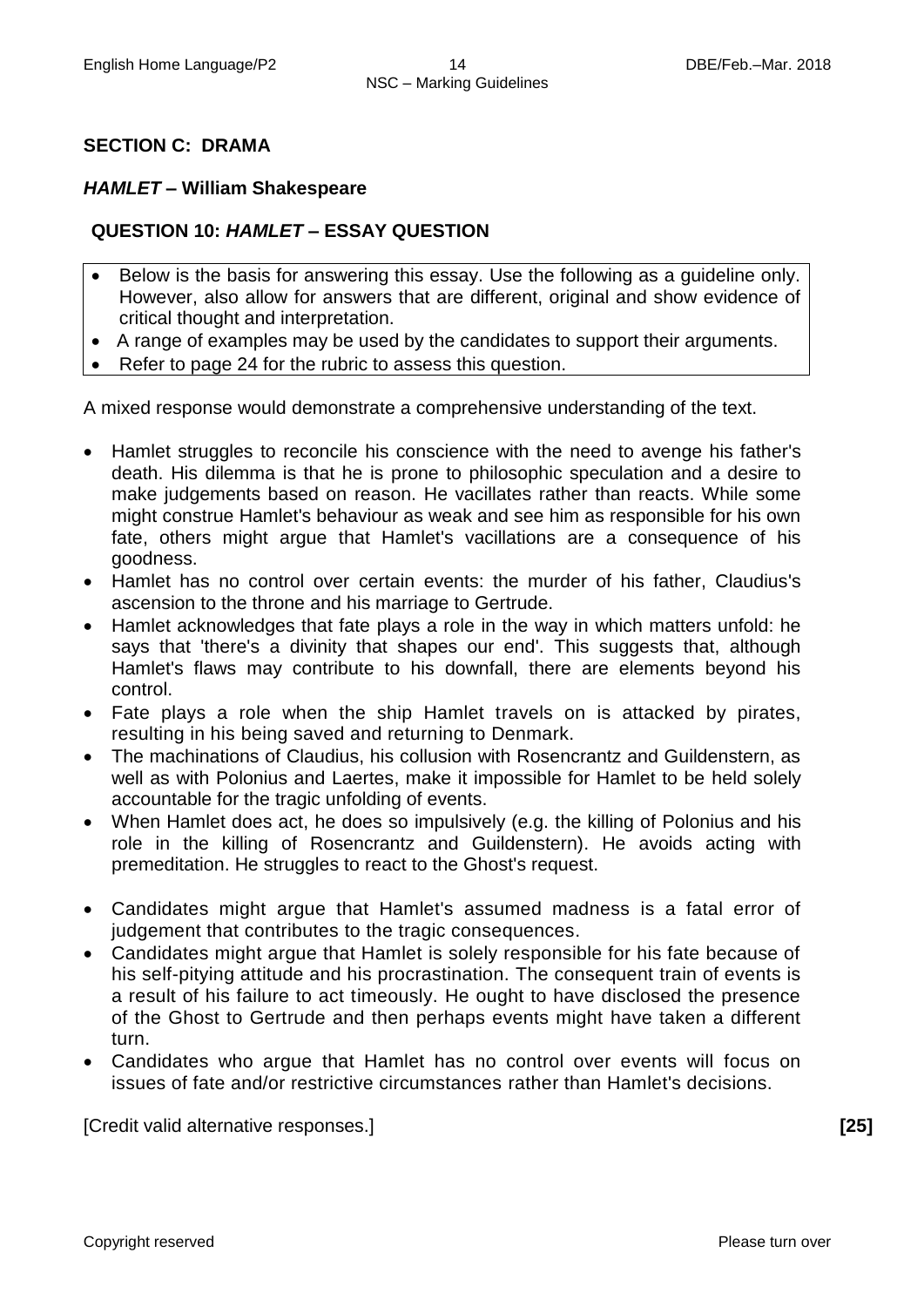## SECTION C: DRAMA

### *HAMLET* – William Shakespeare

### QUESTION 10: *HAMLET* – ESSAY QUESTION

- Below is the basis for answering this essay. Use the following as a guideline only. However, also allow for answers that are different, original and show evidence of critical thought and interpretation.
- A range of examples may be used by the candidates to support their arguments.
- Refer to page 24 for the rubric to assess this question.

A mixed response would demonstrate a comprehensive understanding of the text.

- Hamlet struggles to reconcile his conscience with the need to avenge his father's death. His dilemma is that he is prone to philosophic speculation and a desire to make judgements based on reason. He vacillates rather than reacts. While some might construe Hamlet's behaviour as weak and see him as responsible for his own fate, others might argue that Hamlet's vacillations are a consequence of his goodness.
- Hamlet has no control over certain events: the murder of his father, Claudius's ascension to the throne and his marriage to Gertrude.
- Hamlet acknowledges that fate plays a role in the way in which matters unfold: he says that 'there's a divinity that shapes our end'. This suggests that, although Hamlet's flaws may contribute to his downfall, there are elements beyond his control.
- Fate plays a role when the ship Hamlet travels on is attacked by pirates, resulting in his being saved and returning to Denmark.
- The machinations of Claudius, his collusion with Rosencrantz and Guildenstern, as well as with Polonius and Laertes, make it impossible for Hamlet to be held solely accountable for the tragic unfolding of events.
- When Hamlet does act, he does so impulsively (e.g. the killing of Polonius and his role in the killing of Rosencrantz and Guildenstern). He avoids acting with premeditation. He struggles to react to the Ghost's request.
- Candidates might argue that Hamlet's assumed madness is a fatal error of judgement that contributes to the tragic consequences.
- Candidates might argue that Hamlet is solely responsible for his fate because of his self-pitying attitude and his procrastination. The consequent train of events is a result of his failure to act timeously. He ought to have disclosed the presence of the Ghost to Gertrude and then perhaps events might have taken a different turn.
- Candidates who argue that Hamlet has no control over events will focus on issues of fate and/or restrictive circumstances rather than Hamlet's decisions.

[Credit valid alternative responses.] **[25]**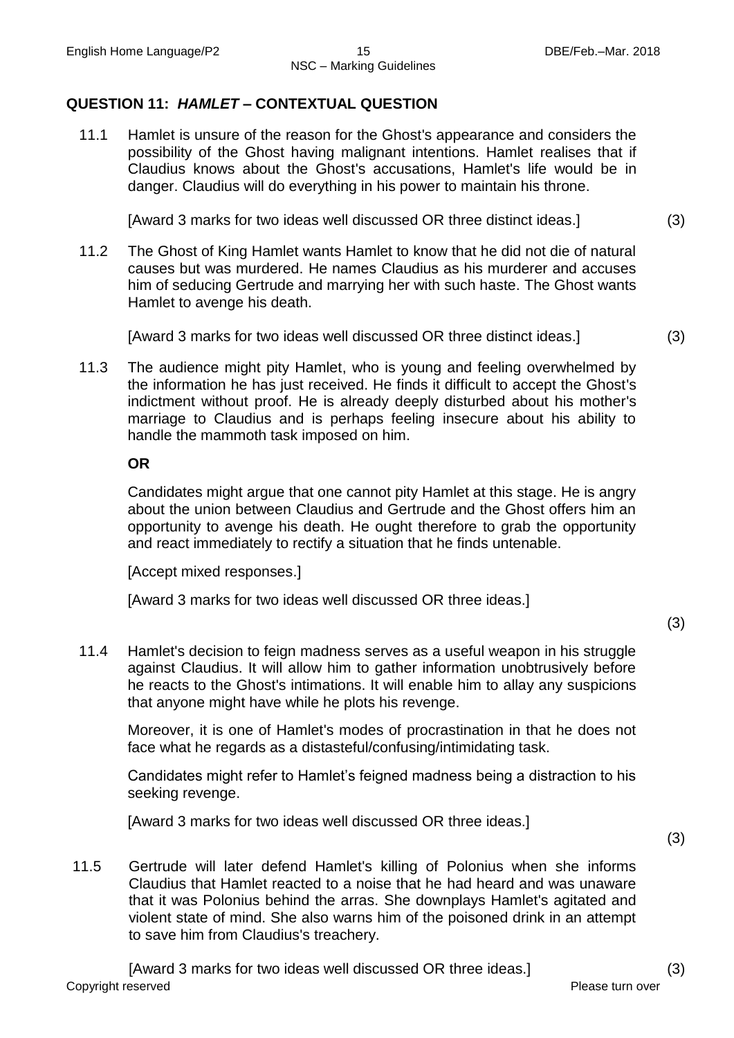## QUESTION 11: *HAMLET* – CONTEXTUAL QUESTION

11.1 Hamlet is unsure of the reason for the Ghost's appearance and considers the possibility of the Ghost having malignant intentions. Hamlet realises that if Claudius knows about the Ghost's accusations, Hamlet's life would be in danger. Claudius will do everything in his power to maintain his throne.

[Award 3 marks for two ideas well discussed OR three distinct ideas.] (3)

11.2 The Ghost of King Hamlet wants Hamlet to know that he did not die of natural causes but was murdered. He names Claudius as his murderer and accuses him of seducing Gertrude and marrying her with such haste. The Ghost wants Hamlet to avenge his death.

[Award 3 marks for two ideas well discussed OR three distinct ideas.] (3)

11.3 The audience might pity Hamlet, who is young and feeling overwhelmed by the information he has just received. He finds it difficult to accept the Ghost's indictment without proof. He is already deeply disturbed about his mother's marriage to Claudius and is perhaps feeling insecure about his ability to handle the mammoth task imposed on him.

**OR**

Candidates might argue that one cannot pity Hamlet at this stage. He is angry about the union between Claudius and Gertrude and the Ghost offers him an opportunity to avenge his death. He ought therefore to grab the opportunity and react immediately to rectify a situation that he finds untenable.

[Accept mixed responses.]

[Award 3 marks for two ideas well discussed OR three ideas.] (3)

11.4 Hamlet's decision to feign madness serves as a useful weapon in his struggle against Claudius. It will allow him to gather information unobtrusively before he reacts to the Ghost's intimations. It will enable him to allay any suspicions that anyone might have while he plots his revenge.

Moreover, it is one of Hamlet's modes of procrastination in that he does not face what he regards as a distasteful/confusing/intimidating task.

Candidates might refer to Hamlet's feigned madness being a distraction to his seeking revenge.

[Award 3 marks for two ideas well discussed OR three ideas.] (3)

11.5 Gertrude will later defend Hamlet's killing of Polonius when she informs Claudius that Hamlet reacted to a noise that he had heard and was unaware that it was Polonius behind the arras. She downplays Hamlet's agitated and violent state of mind. She also warns him of the poisoned drink in an attempt to save him from Claudius's treachery.

[Award 3 marks for two ideas well discussed OR three ideas.] (3)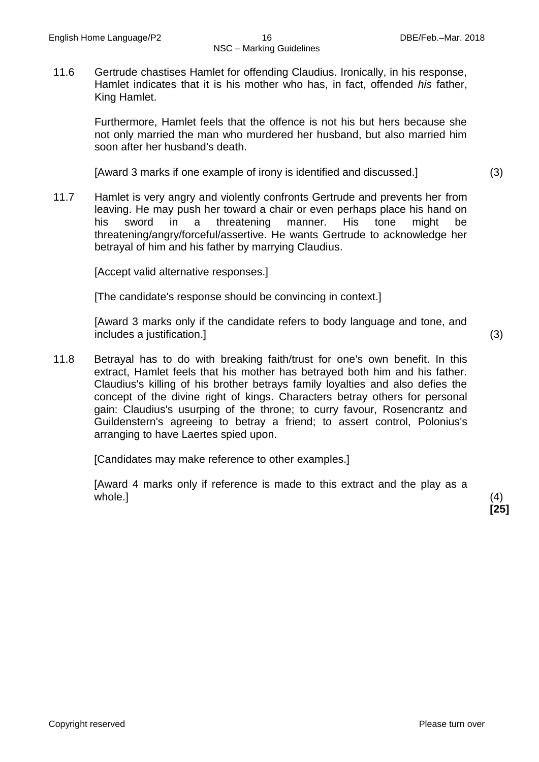11.6 Gertrude chastises Hamlet for offending Claudius. Ironically, in his response, Hamlet indicates that it is his mother who has, in fact, offended *his* father, King Hamlet.

Furthermore, Hamlet feels that the offence is not his but hers because she not only married the man who murdered her husband, but also married him soon after her husband's death.

[Award 3 marks if one example of irony is identified and discussed.] (3)

11.7 Hamlet is very angry and violently confronts Gertrude and prevents her from leaving. He may push her toward a chair or even perhaps place his hand on his sword in a threatening manner. His tone might be threatening/angry/forceful/assertive. He wants Gertrude to acknowledge her betrayal of him and his father by marrying Claudius.

[Accept valid alternative responses.]

[The candidate's response should be convincing in context.]

[Award 3 marks only if the candidate refers to body language and tone, and includes a justification.] (3)

11.8 Betrayal has to do with breaking faith/trust for one's own benefit. In this extract, Hamlet feels that his mother has betrayed both him and his father. Claudius's killing of his brother betrays family loyalties and also defies the concept of the divine right of kings. Characters betray others for personal gain: Claudius's usurping of the throne; to curry favour, Rosencrantz and Guildenstern's agreeing to betray a friend; to assert control, Polonius's arranging to have Laertes spied upon.

[Candidates may make reference to other examples.]

[Award 4 marks only if reference is made to this extract and the play as a whole.] (4)

**[25]**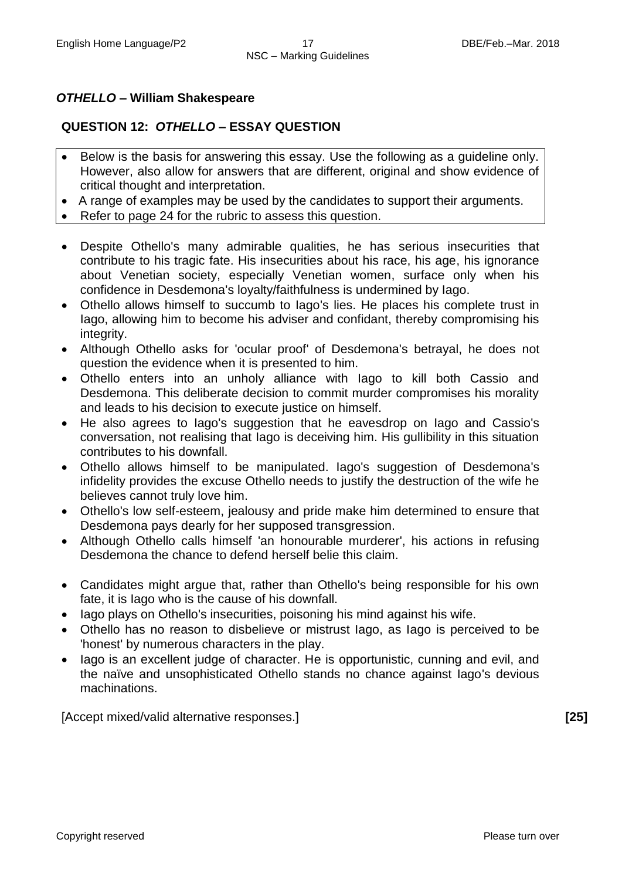## *OTHELLO* – William Shakespeare

### QUESTION 12: *OTHELLO* – ESSAY QUESTION

- Below is the basis for answering this essay. Use the following as a guideline only. However, also allow for answers that are different, original and show evidence of critical thought and interpretation.
- A range of examples may be used by the candidates to support their arguments.
- Refer to page 24 for the rubric to assess this question.

- Despite Othello's many admirable qualities, he has serious insecurities that contribute to his tragic fate. His insecurities about his race, his age, his ignorance about Venetian society, especially Venetian women, surface only when his confidence in Desdemona's loyalty/faithfulness is undermined by Iago.
- Othello allows himself to succumb to Iago's lies. He places his complete trust in Iago, allowing him to become his adviser and confidant, thereby compromising his integrity.
- Although Othello asks for 'ocular proof' of Desdemona's betrayal, he does not question the evidence when it is presented to him.
- Othello enters into an unholy alliance with Iago to kill both Cassio and Desdemona. This deliberate decision to commit murder compromises his morality and leads to his decision to execute justice on himself.
- He also agrees to Iago's suggestion that he eavesdrop on Iago and Cassio's conversation, not realising that Iago is deceiving him. His gullibility in this situation contributes to his downfall.
- Othello allows himself to be manipulated. Iago's suggestion of Desdemona's infidelity provides the excuse Othello needs to justify the destruction of the wife he believes cannot truly love him.
- Othello's low self-esteem, jealousy and pride make him determined to ensure that Desdemona pays dearly for her supposed transgression.
- Although Othello calls himself 'an honourable murderer', his actions in refusing Desdemona the chance to defend herself belie this claim.

- Candidates might argue that, rather than Othello's being responsible for his own fate, it is Iago who is the cause of his downfall.
- Iago plays on Othello's insecurities, poisoning his mind against his wife.
- Othello has no reason to disbelieve or mistrust Iago, as Iago is perceived to be 'honest' by numerous characters in the play.
- Iago is an excellent judge of character. He is opportunistic, cunning and evil, and the naïve and unsophisticated Othello stands no chance against Iago's devious machinations.

[Accept mixed/valid alternative responses.] **[25]**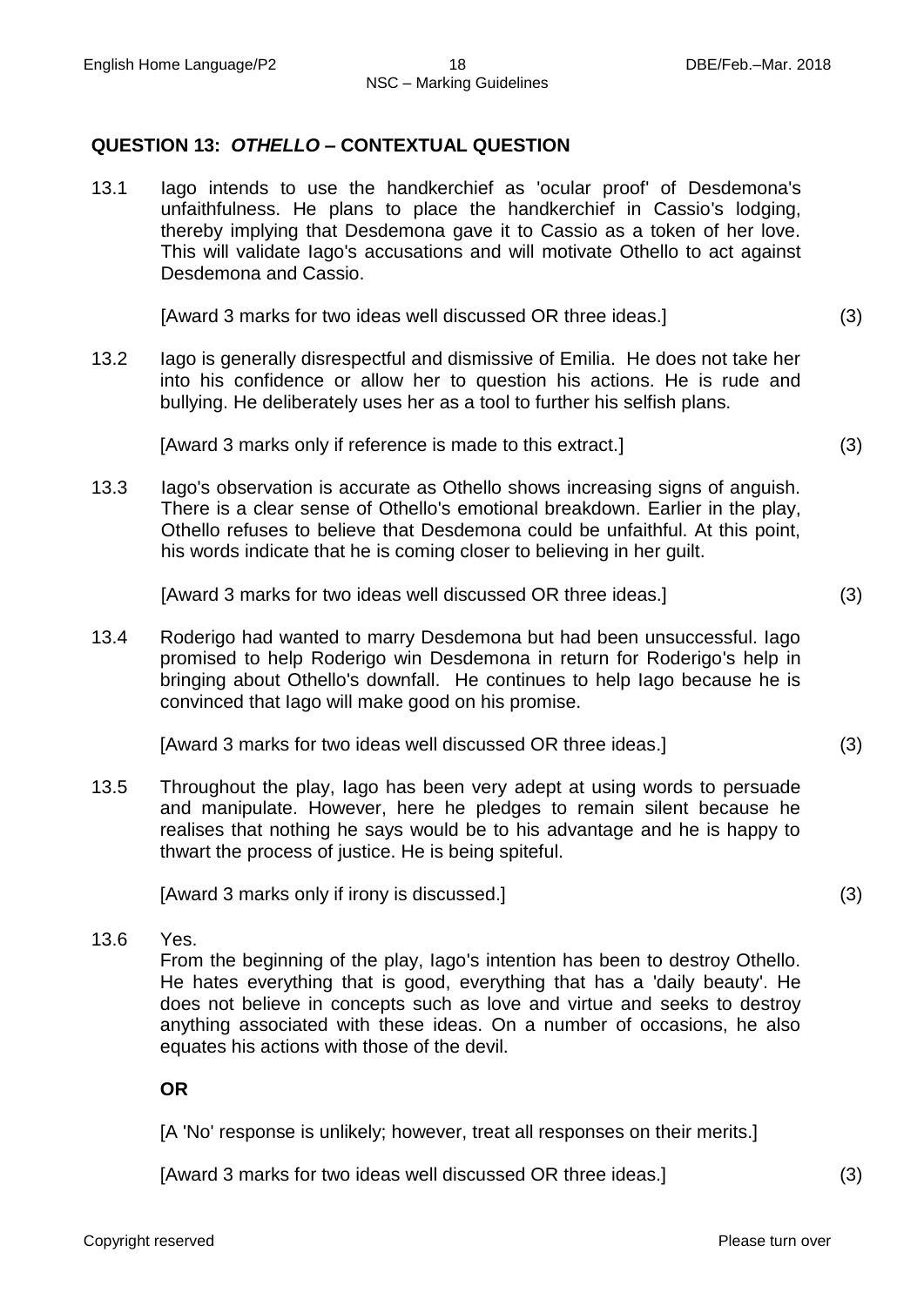## QUESTION 13: *OTHELLO* – CONTEXTUAL QUESTION

13.1 Iago intends to use the handkerchief as 'ocular proof' of Desdemona's unfaithfulness. He plans to place the handkerchief in Cassio's lodging, thereby implying that Desdemona gave it to Cassio as a token of her love. This will validate Iago's accusations and will motivate Othello to act against Desdemona and Cassio.

[Award 3 marks for two ideas well discussed OR three ideas.] (3)

13.2 Iago is generally disrespectful and dismissive of Emilia. He does not take her into his confidence or allow her to question his actions. He is rude and bullying. He deliberately uses her as a tool to further his selfish plans.

[Award 3 marks only if reference is made to this extract.] (3)

13.3 Iago's observation is accurate as Othello shows increasing signs of anguish. There is a clear sense of Othello's emotional breakdown. Earlier in the play, Othello refuses to believe that Desdemona could be unfaithful. At this point, his words indicate that he is coming closer to believing in her guilt.

[Award 3 marks for two ideas well discussed OR three ideas.] (3)

13.4 Roderigo had wanted to marry Desdemona but had been unsuccessful. Iago promised to help Roderigo win Desdemona in return for Roderigo's help in bringing about Othello's downfall. He continues to help Iago because he is convinced that Iago will make good on his promise.

[Award 3 marks for two ideas well discussed OR three ideas.] (3)

13.5 Throughout the play, Iago has been very adept at using words to persuade and manipulate. However, here he pledges to remain silent because he realises that nothing he says would be to his advantage and he is happy to thwart the process of justice. He is being spiteful.

[Award 3 marks only if irony is discussed.] (3)

13.6 Yes.
From the beginning of the play, Iago's intention has been to destroy Othello. He hates everything that is good, everything that has a 'daily beauty'. He does not believe in concepts such as love and virtue and seeks to destroy anything associated with these ideas. On a number of occasions, he also equates his actions with those of the devil.

**OR**

[A 'No' response is unlikely; however, treat all responses on their merits.]

[Award 3 marks for two ideas well discussed OR three ideas.] (3)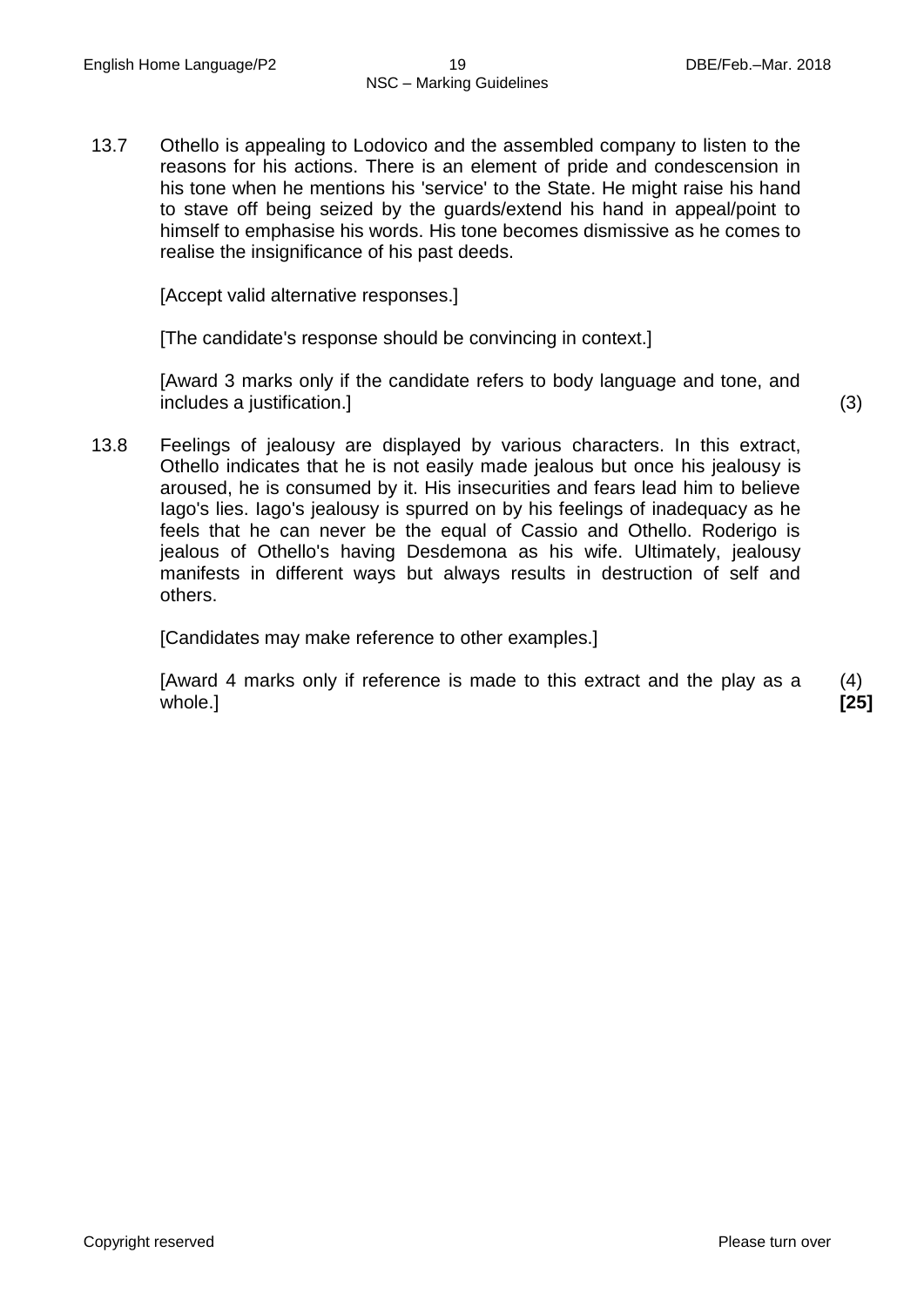13.7 Othello is appealing to Lodovico and the assembled company to listen to the reasons for his actions. There is an element of pride and condescension in his tone when he mentions his 'service' to the State. He might raise his hand to stave off being seized by the guards/extend his hand in appeal/point to himself to emphasise his words. His tone becomes dismissive as he comes to realise the insignificance of his past deeds.

[Accept valid alternative responses.]

[The candidate's response should be convincing in context.]

[Award 3 marks only if the candidate refers to body language and tone, and includes a justification.] (3)

13.8 Feelings of jealousy are displayed by various characters. In this extract, Othello indicates that he is not easily made jealous but once his jealousy is aroused, he is consumed by it. His insecurities and fears lead him to believe Iago's lies. Iago's jealousy is spurred on by his feelings of inadequacy as he feels that he can never be the equal of Cassio and Othello. Roderigo is jealous of Othello's having Desdemona as his wife. Ultimately, jealousy manifests in different ways but always results in destruction of self and others.

[Candidates may make reference to other examples.]

[Award 4 marks only if reference is made to this extract and the play as a whole.] (4)
**[25]**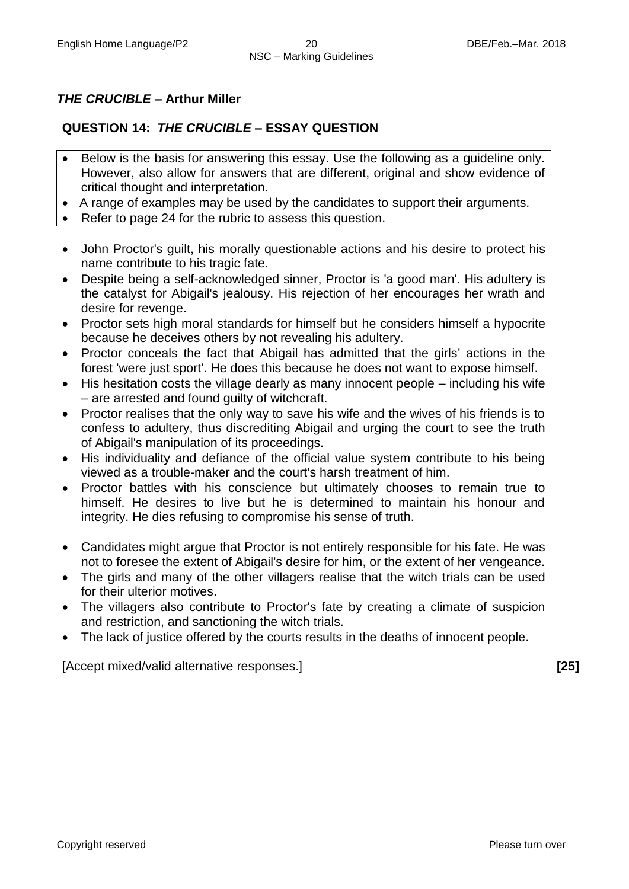## *THE CRUCIBLE* – Arthur Miller

### QUESTION 14: *THE CRUCIBLE* – ESSAY QUESTION

- Below is the basis for answering this essay. Use the following as a guideline only. However, also allow for answers that are different, original and show evidence of critical thought and interpretation.
- A range of examples may be used by the candidates to support their arguments.
- Refer to page 24 for the rubric to assess this question.

- John Proctor's guilt, his morally questionable actions and his desire to protect his name contribute to his tragic fate.
- Despite being a self-acknowledged sinner, Proctor is 'a good man'. His adultery is the catalyst for Abigail's jealousy. His rejection of her encourages her wrath and desire for revenge.
- Proctor sets high moral standards for himself but he considers himself a hypocrite because he deceives others by not revealing his adultery.
- Proctor conceals the fact that Abigail has admitted that the girls' actions in the forest 'were just sport'. He does this because he does not want to expose himself.
- His hesitation costs the village dearly as many innocent people – including his wife – are arrested and found guilty of witchcraft.
- Proctor realises that the only way to save his wife and the wives of his friends is to confess to adultery, thus discrediting Abigail and urging the court to see the truth of Abigail's manipulation of its proceedings.
- His individuality and defiance of the official value system contribute to his being viewed as a trouble-maker and the court's harsh treatment of him.
- Proctor battles with his conscience but ultimately chooses to remain true to himself. He desires to live but he is determined to maintain his honour and integrity. He dies refusing to compromise his sense of truth.

- Candidates might argue that Proctor is not entirely responsible for his fate. He was not to foresee the extent of Abigail's desire for him, or the extent of her vengeance.
- The girls and many of the other villagers realise that the witch trials can be used for their ulterior motives.
- The villagers also contribute to Proctor's fate by creating a climate of suspicion and restriction, and sanctioning the witch trials.
- The lack of justice offered by the courts results in the deaths of innocent people.

[Accept mixed/valid alternative responses.] **[25]**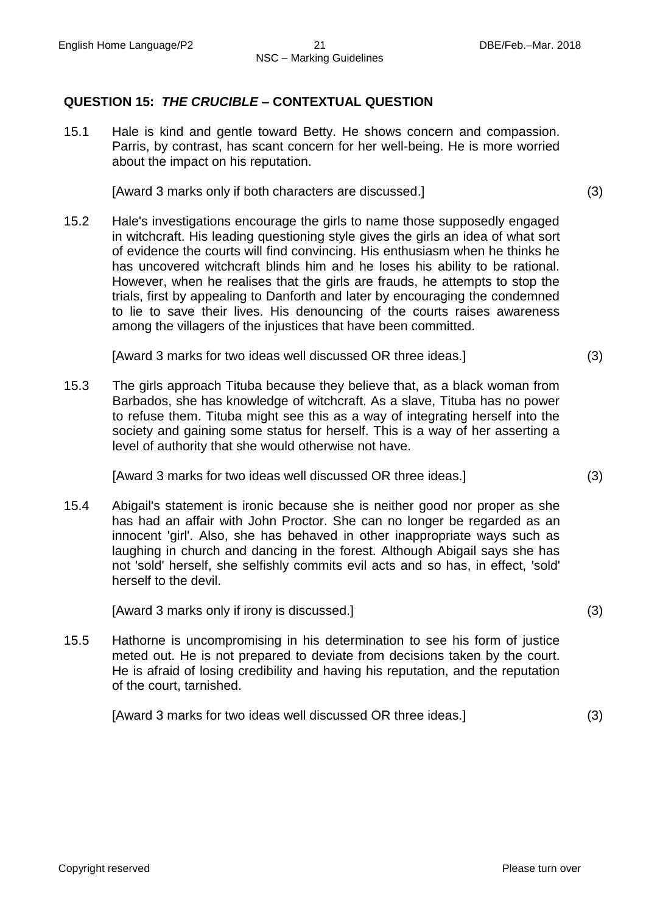## QUESTION 15: *THE CRUCIBLE* – CONTEXTUAL QUESTION

15.1 Hale is kind and gentle toward Betty. He shows concern and compassion. Parris, by contrast, has scant concern for her well-being. He is more worried about the impact on his reputation.

[Award 3 marks only if both characters are discussed.] (3)

15.2 Hale's investigations encourage the girls to name those supposedly engaged in witchcraft. His leading questioning style gives the girls an idea of what sort of evidence the courts will find convincing. His enthusiasm when he thinks he has uncovered witchcraft blinds him and he loses his ability to be rational. However, when he realises that the girls are frauds, he attempts to stop the trials, first by appealing to Danforth and later by encouraging the condemned to lie to save their lives. His denouncing of the courts raises awareness among the villagers of the injustices that have been committed.

[Award 3 marks for two ideas well discussed OR three ideas.] (3)

15.3 The girls approach Tituba because they believe that, as a black woman from Barbados, she has knowledge of witchcraft. As a slave, Tituba has no power to refuse them. Tituba might see this as a way of integrating herself into the society and gaining some status for herself. This is a way of her asserting a level of authority that she would otherwise not have.

[Award 3 marks for two ideas well discussed OR three ideas.] (3)

15.4 Abigail's statement is ironic because she is neither good nor proper as she has had an affair with John Proctor. She can no longer be regarded as an innocent 'girl'. Also, she has behaved in other inappropriate ways such as laughing in church and dancing in the forest. Although Abigail says she has not 'sold' herself, she selfishly commits evil acts and so has, in effect, 'sold' herself to the devil.

[Award 3 marks only if irony is discussed.] (3)

15.5 Hathorne is uncompromising in his determination to see his form of justice meted out. He is not prepared to deviate from decisions taken by the court. He is afraid of losing credibility and having his reputation, and the reputation of the court, tarnished.

[Award 3 marks for two ideas well discussed OR three ideas.] (3)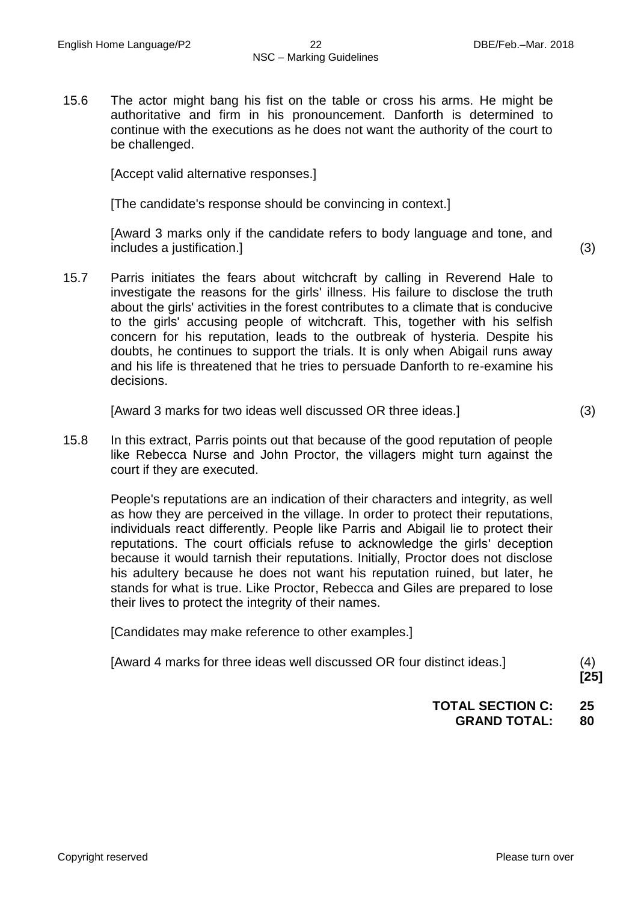15.6 The actor might bang his fist on the table or cross his arms. He might be authoritative and firm in his pronouncement. Danforth is determined to continue with the executions as he does not want the authority of the court to be challenged.

[Accept valid alternative responses.]

[The candidate's response should be convincing in context.]

[Award 3 marks only if the candidate refers to body language and tone, and includes a justification.] (3)

15.7 Parris initiates the fears about witchcraft by calling in Reverend Hale to investigate the reasons for the girls' illness. His failure to disclose the truth about the girls' activities in the forest contributes to a climate that is conducive to the girls' accusing people of witchcraft. This, together with his selfish concern for his reputation, leads to the outbreak of hysteria. Despite his doubts, he continues to support the trials. It is only when Abigail runs away and his life is threatened that he tries to persuade Danforth to re-examine his decisions.

[Award 3 marks for two ideas well discussed OR three ideas.] (3)

15.8 In this extract, Parris points out that because of the good reputation of people like Rebecca Nurse and John Proctor, the villagers might turn against the court if they are executed.

People's reputations are an indication of their characters and integrity, as well as how they are perceived in the village. In order to protect their reputations, individuals react differently. People like Parris and Abigail lie to protect their reputations. The court officials refuse to acknowledge the girls' deception because it would tarnish their reputations. Initially, Proctor does not disclose his adultery because he does not want his reputation ruined, but later, he stands for what is true. Like Proctor, Rebecca and Giles are prepared to lose their lives to protect the integrity of their names.

[Candidates may make reference to other examples.]

[Award 4 marks for three ideas well discussed OR four distinct ideas.] (4)
**[25]**

**TOTAL SECTION C: 25**
**GRAND TOTAL: 80**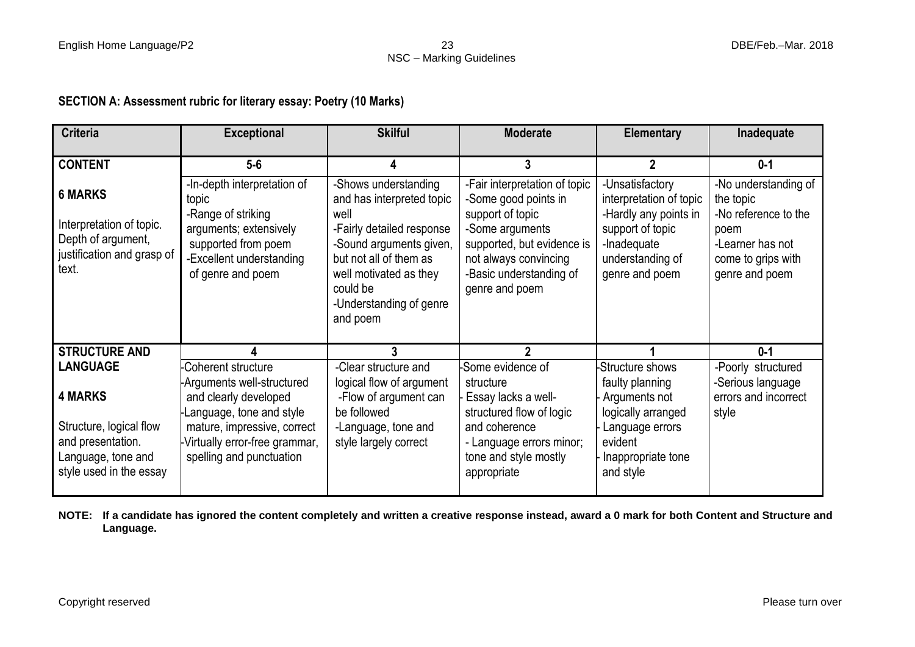**SECTION A: Assessment rubric for literary essay: Poetry (10 Marks)**

| Criteria | Exceptional | Skilful | Moderate | Elementary | Inadequate |
|---|---|---|---|---|---|
| **CONTENT** | **5-6** | **4** | **3** | **2** | **0-1** |
| **6 MARKS**<br><br>Interpretation of topic. Depth of argument, justification and grasp of text. | -In-depth interpretation of topic<br>-Range of striking arguments; extensively supported from poem<br>-Excellent understanding of genre and poem | -Shows understanding and has interpreted topic well<br>-Fairly detailed response<br>-Sound arguments given, but not all of them as well motivated as they could be<br>-Understanding of genre and poem | -Fair interpretation of topic<br>-Some good points in support of topic<br>-Some arguments supported, but evidence is not always convincing<br>-Basic understanding of genre and poem | -Unsatisfactory interpretation of topic<br>-Hardly any points in support of topic<br>-Inadequate understanding of genre and poem | -No understanding of the topic<br>-No reference to the poem<br>-Learner has not come to grips with genre and poem |
| **STRUCTURE AND LANGUAGE** | **4** | **3** | **2** | **1** | **0-1** |
| **4 MARKS**<br><br>Structure, logical flow and presentation. Language, tone and style used in the essay | -Coherent structure<br>-Arguments well-structured and clearly developed<br>-Language, tone and style mature, impressive, correct<br>-Virtually error-free grammar, spelling and punctuation | -Clear structure and logical flow of argument<br>-Flow of argument can be followed<br>-Language, tone and style largely correct | -Some evidence of structure<br>- Essay lacks a well-structured flow of logic and coherence<br>- Language errors minor; tone and style mostly appropriate | -Structure shows faulty planning<br>- Arguments not logically arranged<br>- Language errors evident<br>- Inappropriate tone and style | -Poorly structured<br>-Serious language errors and incorrect style |

**NOTE: If a candidate has ignored the content completely and written a creative response instead, award a 0 mark for both Content and Structure and Language.**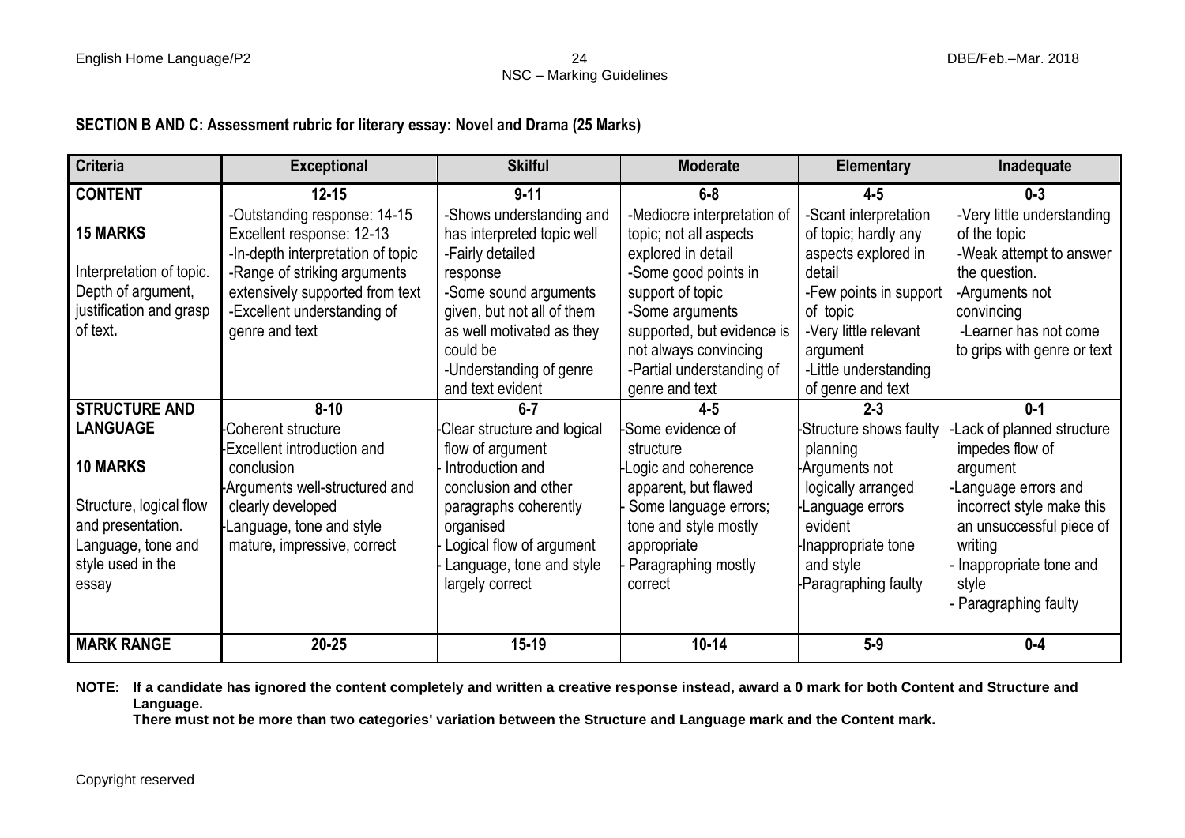## SECTION B AND C: Assessment rubric for literary essay: Novel and Drama (25 Marks)

| Criteria | Exceptional | Skilful | Moderate | Elementary | Inadequate |
|---|---|---|---|---|---|
| **CONTENT** | **12-15** | **9-11** | **6-8** | **4-5** | **0-3** |
| **15 MARKS**<br><br>Interpretation of topic. Depth of argument, justification and grasp of text. | -Outstanding response: 14-15<br>Excellent response: 12-13<br>-In-depth interpretation of topic<br>-Range of striking arguments extensively supported from text<br>-Excellent understanding of genre and text | -Shows understanding and has interpreted topic well<br>-Fairly detailed response<br>-Some sound arguments given, but not all of them as well motivated as they could be<br>-Understanding of genre and text evident | -Mediocre interpretation of topic; not all aspects explored in detail<br>-Some good points in support of topic<br>-Some arguments supported, but evidence is not always convincing<br>-Partial understanding of genre and text | -Scant interpretation of topic; hardly any aspects explored in detail<br>-Few points in support of topic<br>-Very little relevant argument<br>-Little understanding of genre and text | -Very little understanding of the topic<br>-Weak attempt to answer the question.<br>-Arguments not convincing<br>-Learner has not come to grips with genre or text |
| **STRUCTURE AND LANGUAGE** | **8-10** | **6-7** | **4-5** | **2-3** | **0-1** |
| **10 MARKS**<br><br>Structure, logical flow and presentation. Language, tone and style used in the essay | -Coherent structure<br>-Excellent introduction and conclusion<br>-Arguments well-structured and clearly developed<br>-Language, tone and style mature, impressive, correct | -Clear structure and logical flow of argument<br>- Introduction and conclusion and other paragraphs coherently organised<br>- Logical flow of argument<br>- Language, tone and style largely correct | -Some evidence of structure<br>-Logic and coherence apparent, but flawed<br>- Some language errors; tone and style mostly appropriate<br>- Paragraphing mostly correct | -Structure shows faulty planning<br>-Arguments not logically arranged<br>-Language errors evident<br>-Inappropriate tone and style<br>-Paragraphing faulty | -Lack of planned structure impedes flow of argument<br>-Language errors and incorrect style make this an unsuccessful piece of writing<br>- Inappropriate tone and style<br>- Paragraphing faulty |
| **MARK RANGE** | **20-25** | **15-19** | **10-14** | **5-9** | **0-4** |

**NOTE: If a candidate has ignored the content completely and written a creative response instead, award a 0 mark for both Content and Structure and Language.**
**There must not be more than two categories' variation between the Structure and Language mark and the Content mark.**